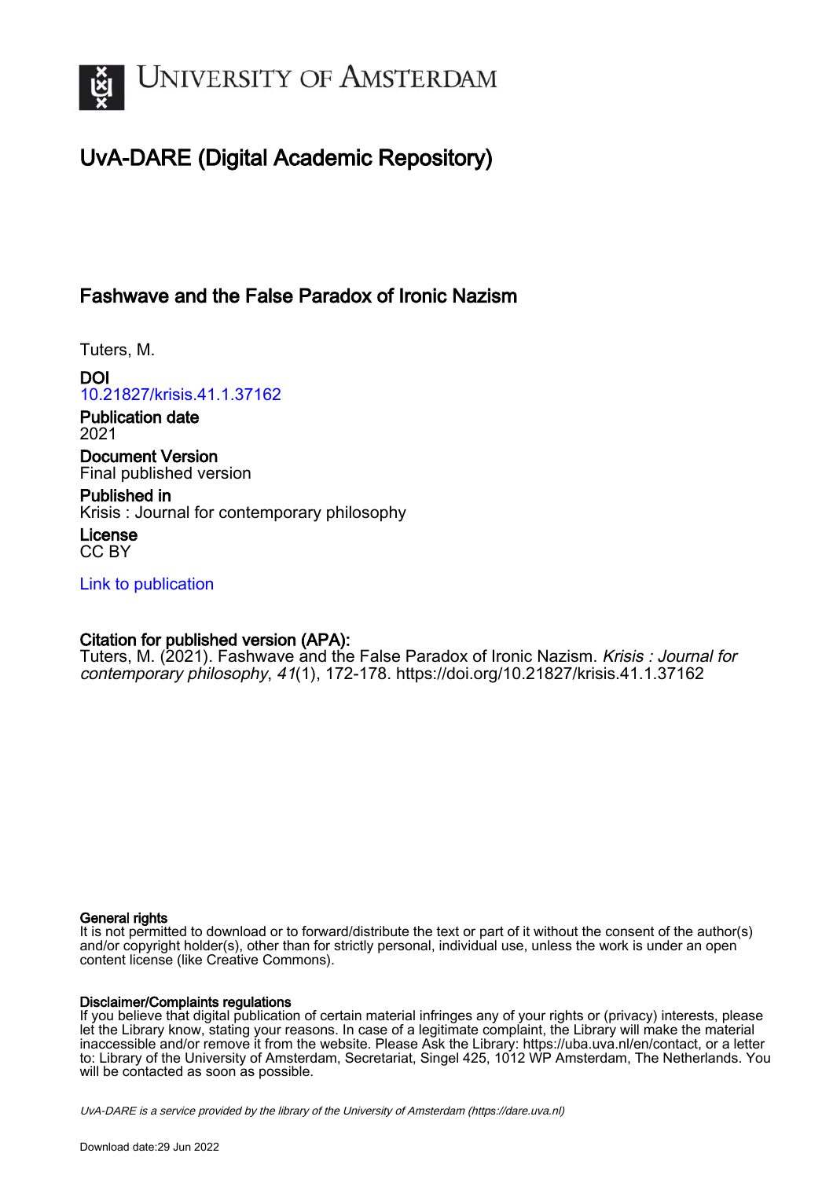UNIVERSITY OF AMSTERDAM

# UvA-DARE (Digital Academic Repository)

## Fashwave and the False Paradox of Ironic Nazism

Tuters, M.

**DOI**
10.21827/krisis.41.1.37162

**Publication date**
2021

**Document Version**
Final published version

**Published in**
Krisis : Journal for contemporary philosophy

**License**
CC BY

Link to publication

**Citation for published version (APA):**
Tuters, M. (2021). Fashwave and the False Paradox of Ironic Nazism. *Krisis : Journal for contemporary philosophy*, *41*(1), 172-178. https://doi.org/10.21827/krisis.41.1.37162

**General rights**
It is not permitted to download or to forward/distribute the text or part of it without the consent of the author(s) and/or copyright holder(s), other than for strictly personal, individual use, unless the work is under an open content license (like Creative Commons).

**Disclaimer/Complaints regulations**
If you believe that digital publication of certain material infringes any of your rights or (privacy) interests, please let the Library know, stating your reasons. In case of a legitimate complaint, the Library will make the material inaccessible and/or remove it from the website. Please Ask the Library: https://uba.uva.nl/en/contact, or a letter to: Library of the University of Amsterdam, Secretariat, Singel 425, 1012 WP Amsterdam, The Netherlands. You will be contacted as soon as possible.

*UvA-DARE is a service provided by the library of the University of Amsterdam (https://dare.uva.nl)*

Download date:29 Jun 2022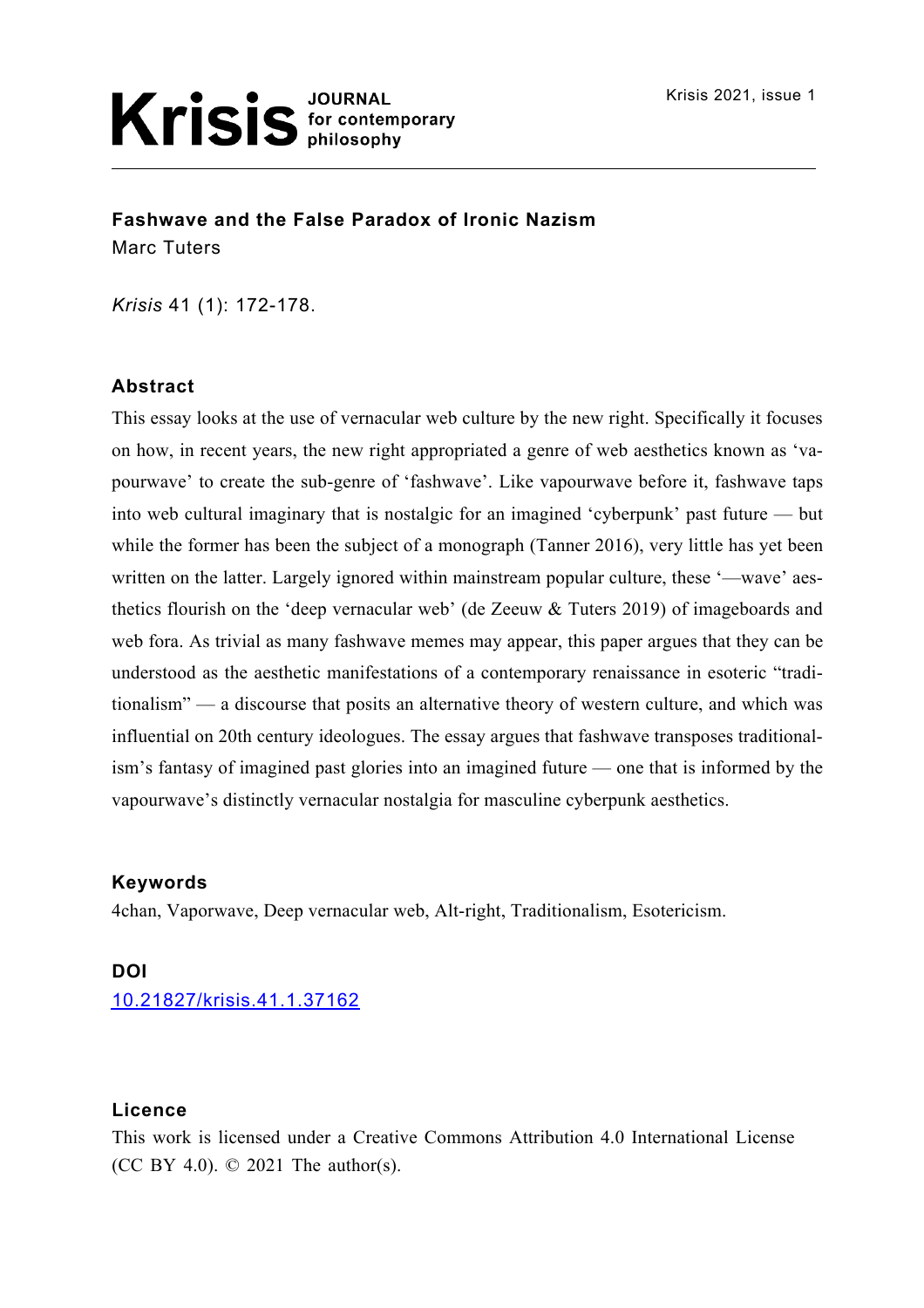# Fashwave and the False Paradox of Ironic Nazism

Marc Tuters

*Krisis* 41 (1): 172-178.

## Abstract

This essay looks at the use of vernacular web culture by the new right. Specifically it focuses on how, in recent years, the new right appropriated a genre of web aesthetics known as 'vapourwave' to create the sub-genre of 'fashwave'. Like vapourwave before it, fashwave taps into web cultural imaginary that is nostalgic for an imagined 'cyberpunk' past future — but while the former has been the subject of a monograph (Tanner 2016), very little has yet been written on the latter. Largely ignored within mainstream popular culture, these '—wave' aesthetics flourish on the 'deep vernacular web' (de Zeeuw & Tuters 2019) of imageboards and web fora. As trivial as many fashwave memes may appear, this paper argues that they can be understood as the aesthetic manifestations of a contemporary renaissance in esoteric "traditionalism" — a discourse that posits an alternative theory of western culture, and which was influential on 20th century ideologues. The essay argues that fashwave transposes traditionalism's fantasy of imagined past glories into an imagined future — one that is informed by the vapourwave's distinctly vernacular nostalgia for masculine cyberpunk aesthetics.

## Keywords

4chan, Vaporwave, Deep vernacular web, Alt-right, Traditionalism, Esotericism.

## DOI

10.21827/krisis.41.1.37162

## Licence

This work is licensed under a Creative Commons Attribution 4.0 International License (CC BY 4.0). © 2021 The author(s).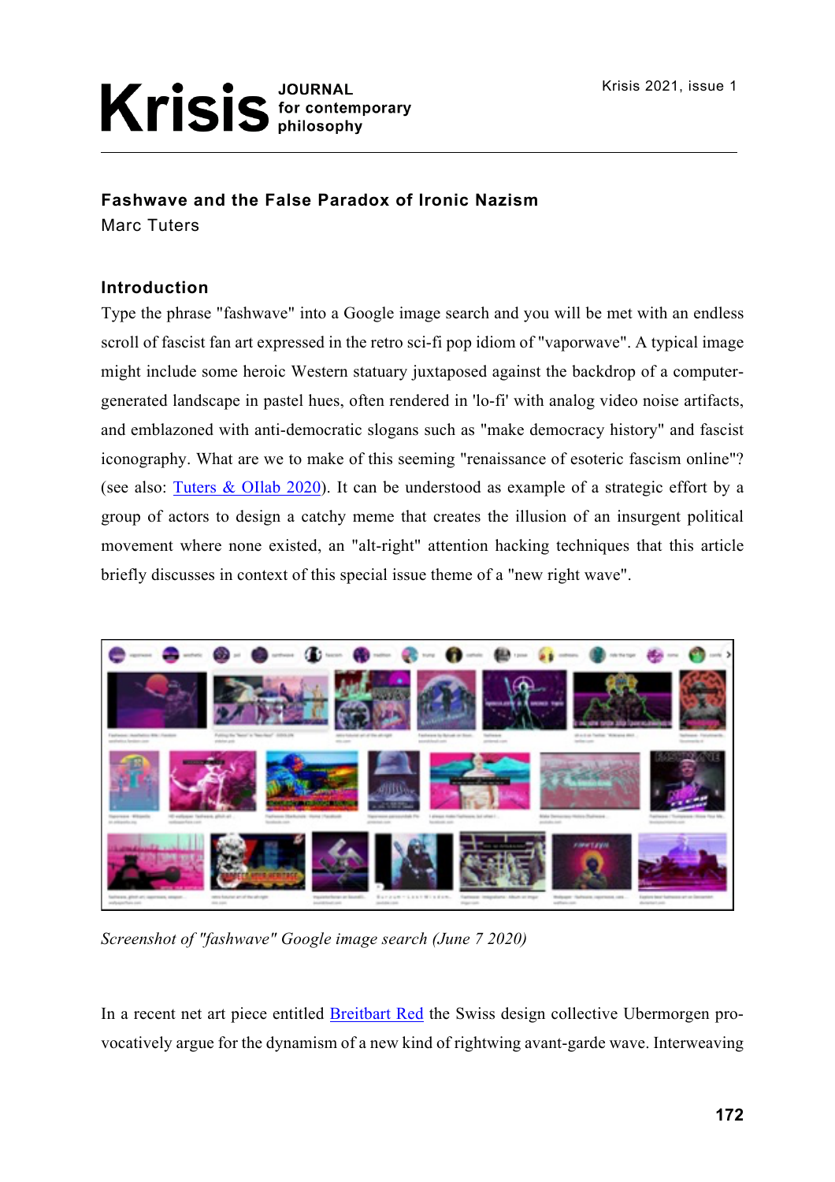## Fashwave and the False Paradox of Ironic Nazism

Marc Tuters

### Introduction

Type the phrase "fashwave" into a Google image search and you will be met with an endless scroll of fascist fan art expressed in the retro sci-fi pop idiom of "vaporwave". A typical image might include some heroic Western statuary juxtaposed against the backdrop of a computer-generated landscape in pastel hues, often rendered in 'lo-fi' with analog video noise artifacts, and emblazoned with anti-democratic slogans such as "make democracy history" and fascist iconography. What are we to make of this seeming "renaissance of esoteric fascism online"? (see also: Tuters & OIlab 2020). It can be understood as example of a strategic effort by a group of actors to design a catchy meme that creates the illusion of an insurgent political movement where none existed, an "alt-right" attention hacking techniques that this article briefly discusses in context of this special issue theme of a "new right wave".

*Screenshot of "fashwave" Google image search (June 7 2020)*

In a recent net art piece entitled Breitbart Red the Swiss design collective Ubermorgen provocatively argue for the dynamism of a new kind of rightwing avant-garde wave. Interweaving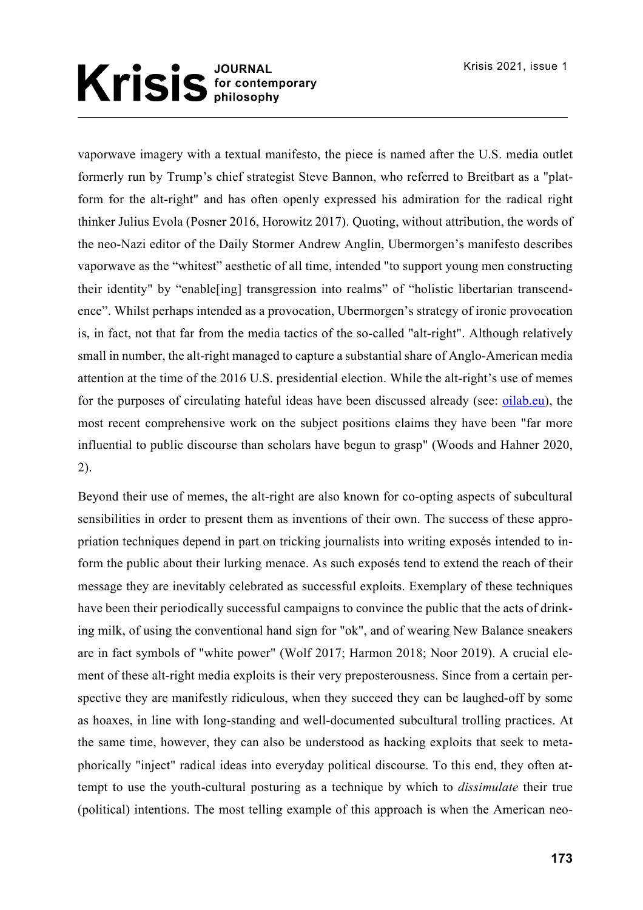vaporwave imagery with a textual manifesto, the piece is named after the U.S. media outlet formerly run by Trump's chief strategist Steve Bannon, who referred to Breitbart as a "platform for the alt-right" and has often openly expressed his admiration for the radical right thinker Julius Evola (Posner 2016, Horowitz 2017). Quoting, without attribution, the words of the neo-Nazi editor of the Daily Stormer Andrew Anglin, Ubermorgen's manifesto describes vaporwave as the "whitest" aesthetic of all time, intended "to support young men constructing their identity" by "enable[ing] transgression into realms" of "holistic libertarian transcendence". Whilst perhaps intended as a provocation, Ubermorgen's strategy of ironic provocation is, in fact, not that far from the media tactics of the so-called "alt-right". Although relatively small in number, the alt-right managed to capture a substantial share of Anglo-American media attention at the time of the 2016 U.S. presidential election. While the alt-right's use of memes for the purposes of circulating hateful ideas have been discussed already (see: oilab.eu), the most recent comprehensive work on the subject positions claims they have been "far more influential to public discourse than scholars have begun to grasp" (Woods and Hahner 2020, 2).

Beyond their use of memes, the alt-right are also known for co-opting aspects of subcultural sensibilities in order to present them as inventions of their own. The success of these appropriation techniques depend in part on tricking journalists into writing exposés intended to inform the public about their lurking menace. As such exposés tend to extend the reach of their message they are inevitably celebrated as successful exploits. Exemplary of these techniques have been their periodically successful campaigns to convince the public that the acts of drinking milk, of using the conventional hand sign for "ok", and of wearing New Balance sneakers are in fact symbols of "white power" (Wolf 2017; Harmon 2018; Noor 2019). A crucial element of these alt-right media exploits is their very preposterousness. Since from a certain perspective they are manifestly ridiculous, when they succeed they can be laughed-off by some as hoaxes, in line with long-standing and well-documented subcultural trolling practices. At the same time, however, they can also be understood as hacking exploits that seek to metaphorically "inject" radical ideas into everyday political discourse. To this end, they often attempt to use the youth-cultural posturing as a technique by which to *dissimulate* their true (political) intentions. The most telling example of this approach is when the American neo-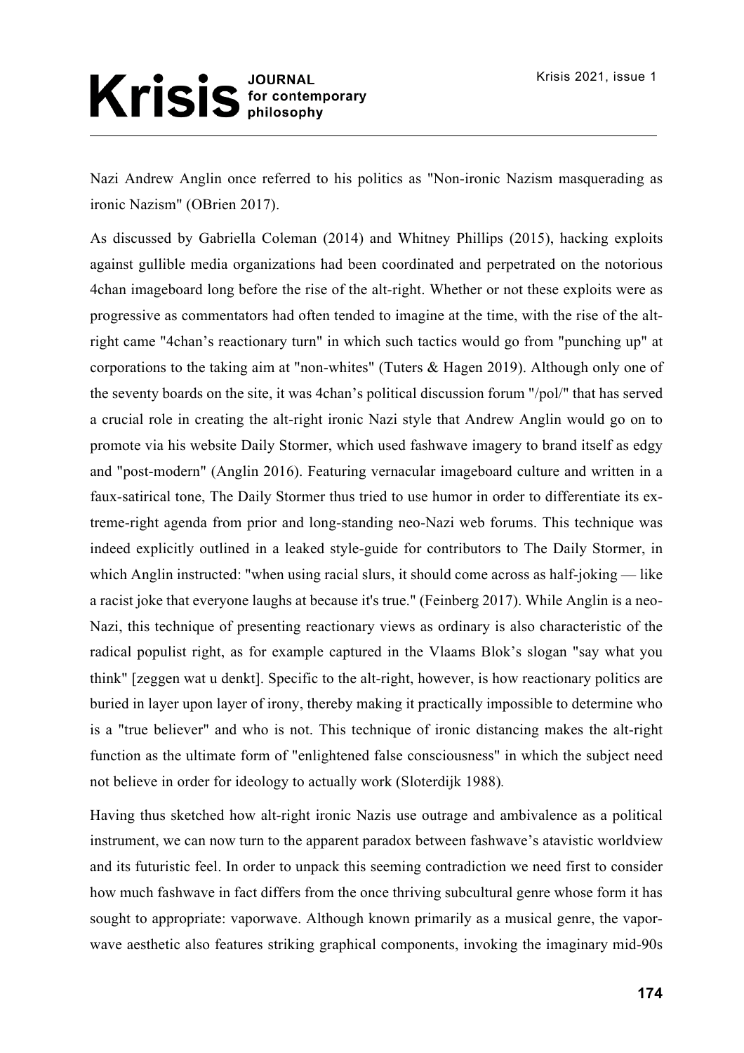Nazi Andrew Anglin once referred to his politics as "Non-ironic Nazism masquerading as ironic Nazism" (OBrien 2017).

As discussed by Gabriella Coleman (2014) and Whitney Phillips (2015), hacking exploits against gullible media organizations had been coordinated and perpetrated on the notorious 4chan imageboard long before the rise of the alt-right. Whether or not these exploits were as progressive as commentators had often tended to imagine at the time, with the rise of the alt-right came "4chan's reactionary turn" in which such tactics would go from "punching up" at corporations to the taking aim at "non-whites" (Tuters & Hagen 2019). Although only one of the seventy boards on the site, it was 4chan's political discussion forum "/pol/" that has served a crucial role in creating the alt-right ironic Nazi style that Andrew Anglin would go on to promote via his website Daily Stormer, which used fashwave imagery to brand itself as edgy and "post-modern" (Anglin 2016). Featuring vernacular imageboard culture and written in a faux-satirical tone, The Daily Stormer thus tried to use humor in order to differentiate its extreme-right agenda from prior and long-standing neo-Nazi web forums. This technique was indeed explicitly outlined in a leaked style-guide for contributors to The Daily Stormer, in which Anglin instructed: "when using racial slurs, it should come across as half-joking — like a racist joke that everyone laughs at because it's true." (Feinberg 2017). While Anglin is a neo-Nazi, this technique of presenting reactionary views as ordinary is also characteristic of the radical populist right, as for example captured in the Vlaams Blok's slogan "say what you think" [zeggen wat u denkt]. Specific to the alt-right, however, is how reactionary politics are buried in layer upon layer of irony, thereby making it practically impossible to determine who is a "true believer" and who is not. This technique of ironic distancing makes the alt-right function as the ultimate form of "enlightened false consciousness" in which the subject need not believe in order for ideology to actually work (Sloterdijk 1988).

Having thus sketched how alt-right ironic Nazis use outrage and ambivalence as a political instrument, we can now turn to the apparent paradox between fashwave's atavistic worldview and its futuristic feel. In order to unpack this seeming contradiction we need first to consider how much fashwave in fact differs from the once thriving subcultural genre whose form it has sought to appropriate: vaporwave. Although known primarily as a musical genre, the vaporwave aesthetic also features striking graphical components, invoking the imaginary mid-90s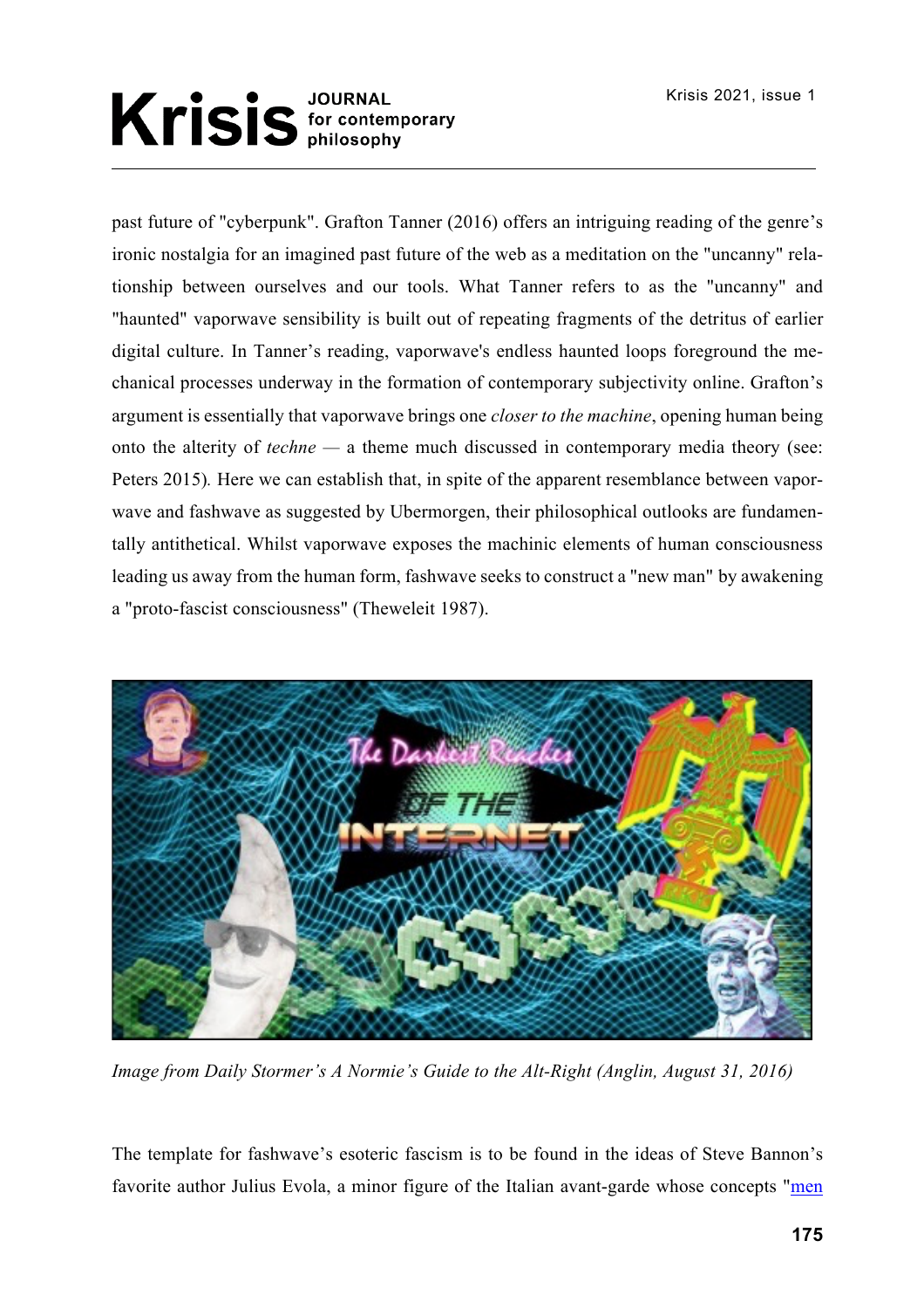past future of "cyberpunk". Grafton Tanner (2016) offers an intriguing reading of the genre's ironic nostalgia for an imagined past future of the web as a meditation on the "uncanny" relationship between ourselves and our tools. What Tanner refers to as the "uncanny" and "haunted" vaporwave sensibility is built out of repeating fragments of the detritus of earlier digital culture. In Tanner's reading, vaporwave's endless haunted loops foreground the mechanical processes underway in the formation of contemporary subjectivity online. Grafton's argument is essentially that vaporwave brings one *closer to the machine*, opening human being onto the alterity of *techne* — a theme much discussed in contemporary media theory (see: Peters 2015). Here we can establish that, in spite of the apparent resemblance between vaporwave and fashwave as suggested by Ubermorgen, their philosophical outlooks are fundamentally antithetical. Whilst vaporwave exposes the machinic elements of human consciousness leading us away from the human form, fashwave seeks to construct a "new man" by awakening a "proto-fascist consciousness" (Theweleit 1987).

*Image from Daily Stormer's A Normie's Guide to the Alt-Right (Anglin, August 31, 2016)*

The template for fashwave's esoteric fascism is to be found in the ideas of Steve Bannon's favorite author Julius Evola, a minor figure of the Italian avant-garde whose concepts "men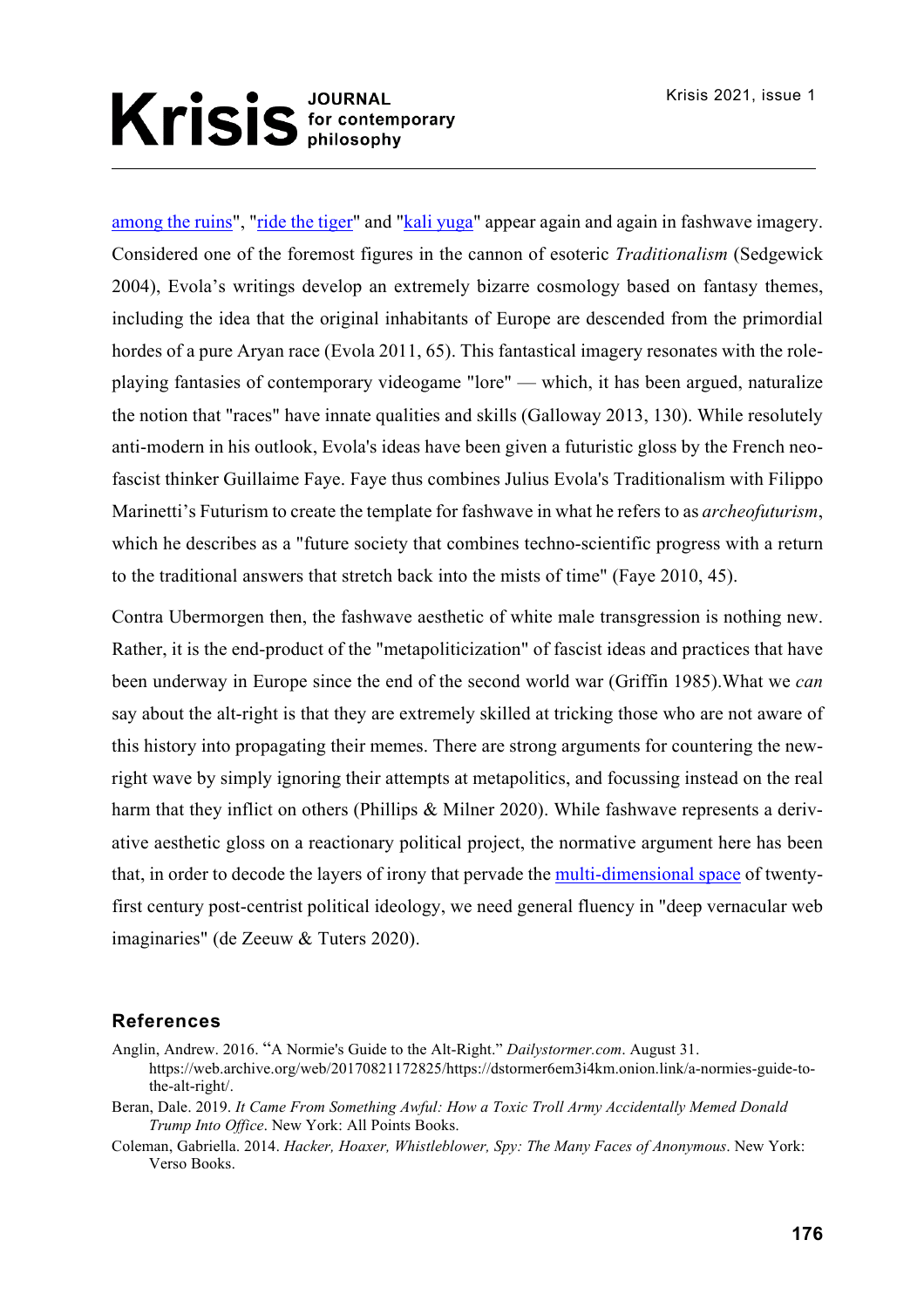among the ruins", "ride the tiger" and "kali yuga" appear again and again in fashwave imagery. Considered one of the foremost figures in the cannon of esoteric *Traditionalism* (Sedgewick 2004), Evola's writings develop an extremely bizarre cosmology based on fantasy themes, including the idea that the original inhabitants of Europe are descended from the primordial hordes of a pure Aryan race (Evola 2011, 65). This fantastical imagery resonates with the role-playing fantasies of contemporary videogame "lore" — which, it has been argued, naturalize the notion that "races" have innate qualities and skills (Galloway 2013, 130). While resolutely anti-modern in his outlook, Evola's ideas have been given a futuristic gloss by the French neo-fascist thinker Guillaime Faye. Faye thus combines Julius Evola's Traditionalism with Filippo Marinetti's Futurism to create the template for fashwave in what he refers to as *archeofuturism*, which he describes as a "future society that combines techno-scientific progress with a return to the traditional answers that stretch back into the mists of time" (Faye 2010, 45).

Contra Ubermorgen then, the fashwave aesthetic of white male transgression is nothing new. Rather, it is the end-product of the "metapoliticization" of fascist ideas and practices that have been underway in Europe since the end of the second world war (Griffin 1985).What we *can* say about the alt-right is that they are extremely skilled at tricking those who are not aware of this history into propagating their memes. There are strong arguments for countering the new-right wave by simply ignoring their attempts at metapolitics, and focussing instead on the real harm that they inflict on others (Phillips & Milner 2020). While fashwave represents a derivative aesthetic gloss on a reactionary political project, the normative argument here has been that, in order to decode the layers of irony that pervade the multi-dimensional space of twenty-first century post-centrist political ideology, we need general fluency in "deep vernacular web imaginaries" (de Zeeuw & Tuters 2020).

## References

Anglin, Andrew. 2016. "A Normie's Guide to the Alt-Right." *Dailystormer.com*. August 31. https://web.archive.org/web/20170821172825/https://dstormer6em3i4km.onion.link/a-normies-guide-to-the-alt-right/.

Beran, Dale. 2019. *It Came From Something Awful: How a Toxic Troll Army Accidentally Memed Donald Trump Into Office*. New York: All Points Books.

Coleman, Gabriella. 2014. *Hacker, Hoaxer, Whistleblower, Spy: The Many Faces of Anonymous*. New York: Verso Books.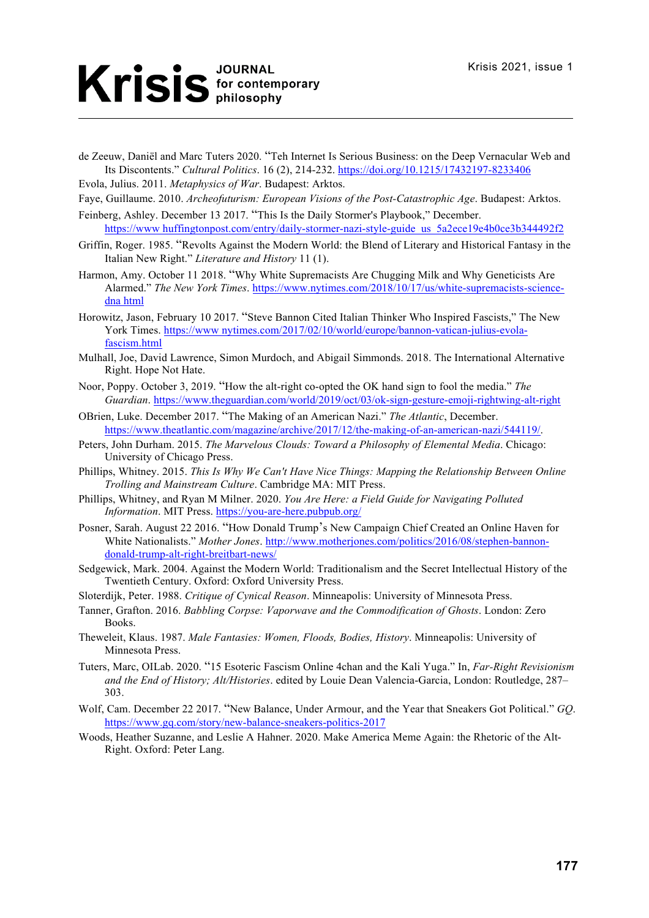de Zeeuw, Daniël and Marc Tuters 2020. "Teh Internet Is Serious Business: on the Deep Vernacular Web and Its Discontents." *Cultural Politics*. 16 (2), 214-232. https://doi.org/10.1215/17432197-8233406

Evola, Julius. 2011. *Metaphysics of War*. Budapest: Arktos.

Faye, Guillaume. 2010. *Archeofuturism: European Visions of the Post-Catastrophic Age*. Budapest: Arktos.

Feinberg, Ashley. December 13 2017. "This Is the Daily Stormer's Playbook," December. https://www huffingtonpost.com/entry/daily-stormer-nazi-style-guide_us_5a2ece19e4b0ce3b344492f2

Griffin, Roger. 1985. "Revolts Against the Modern World: the Blend of Literary and Historical Fantasy in the Italian New Right." *Literature and History* 11 (1).

Harmon, Amy. October 11 2018. "Why White Supremacists Are Chugging Milk and Why Geneticists Are Alarmed." *The New York Times*. https://www.nytimes.com/2018/10/17/us/white-supremacists-science-dna html

Horowitz, Jason, February 10 2017. "Steve Bannon Cited Italian Thinker Who Inspired Fascists," The New York Times. https://www nytimes.com/2017/02/10/world/europe/bannon-vatican-julius-evola-fascism.html

Mulhall, Joe, David Lawrence, Simon Murdoch, and Abigail Simmonds. 2018. The International Alternative Right. Hope Not Hate.

Noor, Poppy. October 3, 2019. "How the alt-right co-opted the OK hand sign to fool the media." *The Guardian*. https://www.theguardian.com/world/2019/oct/03/ok-sign-gesture-emoji-rightwing-alt-right

OBrien, Luke. December 2017. "The Making of an American Nazi." *The Atlantic*, December. https://www.theatlantic.com/magazine/archive/2017/12/the-making-of-an-american-nazi/544119/.

Peters, John Durham. 2015. *The Marvelous Clouds: Toward a Philosophy of Elemental Media*. Chicago: University of Chicago Press.

Phillips, Whitney. 2015. *This Is Why We Can't Have Nice Things: Mapping the Relationship Between Online Trolling and Mainstream Culture*. Cambridge MA: MIT Press.

Phillips, Whitney, and Ryan M Milner. 2020. *You Are Here: a Field Guide for Navigating Polluted Information*. MIT Press. https://you-are-here.pubpub.org/

Posner, Sarah. August 22 2016. "How Donald Trump's New Campaign Chief Created an Online Haven for White Nationalists." *Mother Jones*. http://www.motherjones.com/politics/2016/08/stephen-bannon-donald-trump-alt-right-breitbart-news/

Sedgewick, Mark. 2004. Against the Modern World: Traditionalism and the Secret Intellectual History of the Twentieth Century. Oxford: Oxford University Press.

Sloterdijk, Peter. 1988. *Critique of Cynical Reason*. Minneapolis: University of Minnesota Press.

Tanner, Grafton. 2016. *Babbling Corpse: Vaporwave and the Commodification of Ghosts*. London: Zero Books.

Theweleit, Klaus. 1987. *Male Fantasies: Women, Floods, Bodies, History*. Minneapolis: University of Minnesota Press.

Tuters, Marc, OILab. 2020. "15 Esoteric Fascism Online 4chan and the Kali Yuga." In, *Far-Right Revisionism and the End of History; Alt/Histories*. edited by Louie Dean Valencia-Garcia, London: Routledge, 287–303.

Wolf, Cam. December 22 2017. "New Balance, Under Armour, and the Year that Sneakers Got Political." *GQ*. https://www.gq.com/story/new-balance-sneakers-politics-2017

Woods, Heather Suzanne, and Leslie A Hahner. 2020. Make America Meme Again: the Rhetoric of the Alt-Right. Oxford: Peter Lang.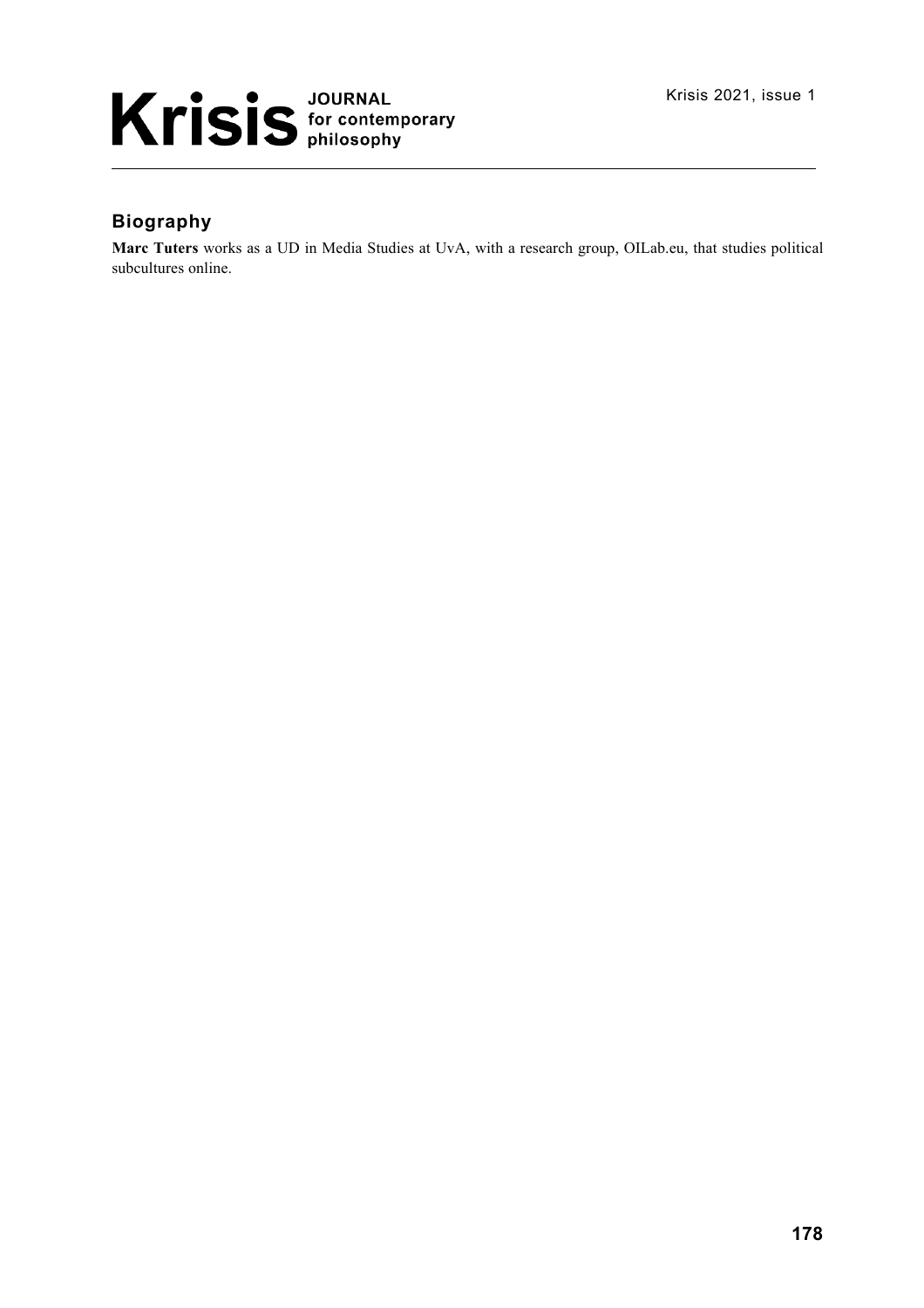## Biography

**Marc Tuters** works as a UD in Media Studies at UvA, with a research group, OILab.eu, that studies political subcultures online.